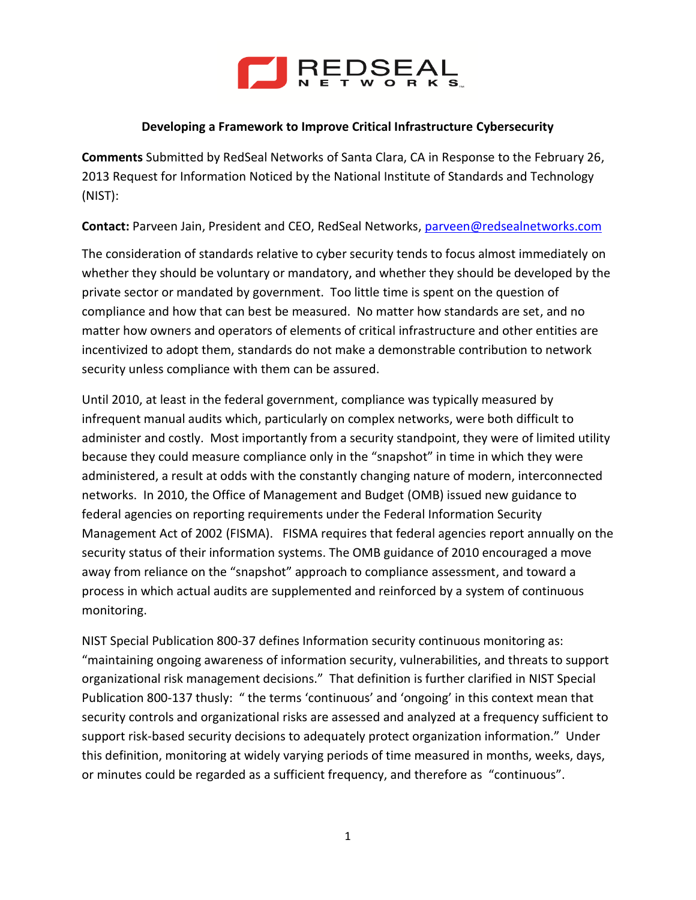# Developing a Framework to Improve Critical Infrastructure Cybersecurity

**Comments** Submitted by RedSeal Networks of Santa Clara, CA in Response to the February 26, 2013 Request for Information Noticed by the National Institute of Standards and Technology (NIST):

**Contact:** Parveen Jain, President and CEO, RedSeal Networks, parveen@redsealnetworks.com

The consideration of standards relative to cyber security tends to focus almost immediately on whether they should be voluntary or mandatory, and whether they should be developed by the private sector or mandated by government. Too little time is spent on the question of compliance and how that can best be measured. No matter how standards are set, and no matter how owners and operators of elements of critical infrastructure and other entities are incentivized to adopt them, standards do not make a demonstrable contribution to network security unless compliance with them can be assured.

Until 2010, at least in the federal government, compliance was typically measured by infrequent manual audits which, particularly on complex networks, were both difficult to administer and costly. Most importantly from a security standpoint, they were of limited utility because they could measure compliance only in the "snapshot" in time in which they were administered, a result at odds with the constantly changing nature of modern, interconnected networks. In 2010, the Office of Management and Budget (OMB) issued new guidance to federal agencies on reporting requirements under the Federal Information Security Management Act of 2002 (FISMA). FISMA requires that federal agencies report annually on the security status of their information systems. The OMB guidance of 2010 encouraged a move away from reliance on the "snapshot" approach to compliance assessment, and toward a process in which actual audits are supplemented and reinforced by a system of continuous monitoring.

NIST Special Publication 800-37 defines Information security continuous monitoring as: "maintaining ongoing awareness of information security, vulnerabilities, and threats to support organizational risk management decisions." That definition is further clarified in NIST Special Publication 800-137 thusly: " the terms 'continuous' and 'ongoing' in this context mean that security controls and organizational risks are assessed and analyzed at a frequency sufficient to support risk-based security decisions to adequately protect organization information." Under this definition, monitoring at widely varying periods of time measured in months, weeks, days, or minutes could be regarded as a sufficient frequency, and therefore as "continuous".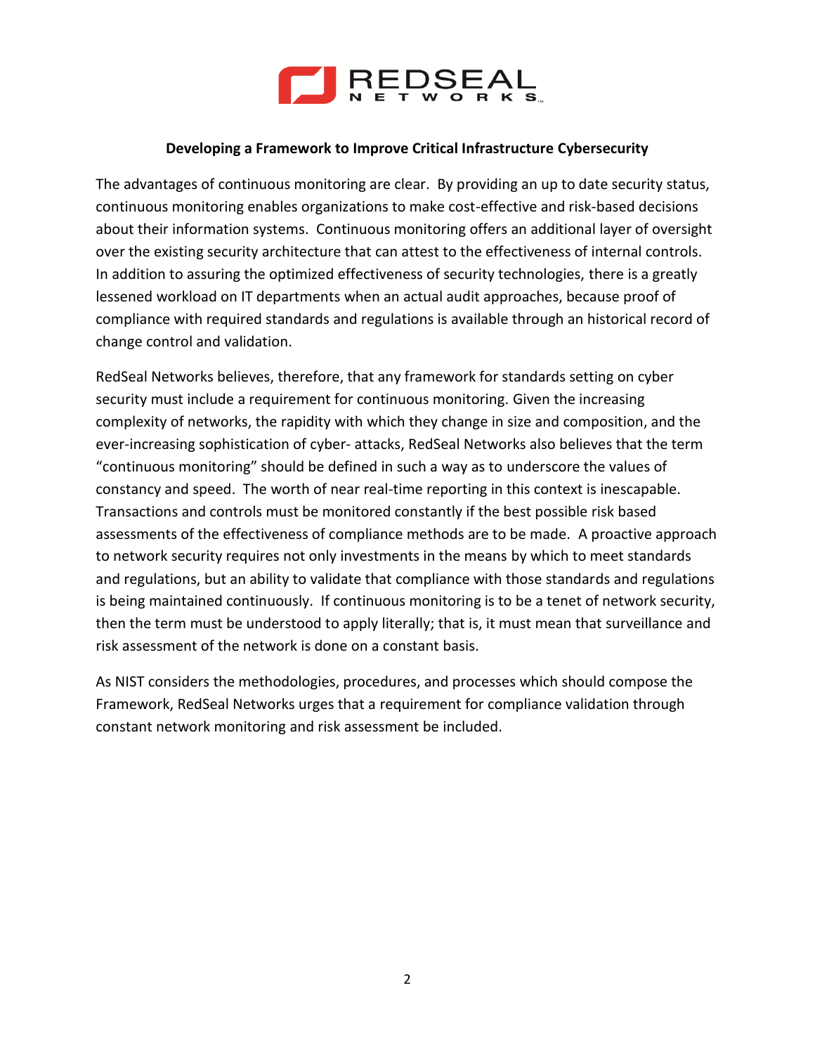**Developing a Framework to Improve Critical Infrastructure Cybersecurity**

The advantages of continuous monitoring are clear. By providing an up to date security status, continuous monitoring enables organizations to make cost-effective and risk-based decisions about their information systems. Continuous monitoring offers an additional layer of oversight over the existing security architecture that can attest to the effectiveness of internal controls. In addition to assuring the optimized effectiveness of security technologies, there is a greatly lessened workload on IT departments when an actual audit approaches, because proof of compliance with required standards and regulations is available through an historical record of change control and validation.

RedSeal Networks believes, therefore, that any framework for standards setting on cyber security must include a requirement for continuous monitoring. Given the increasing complexity of networks, the rapidity with which they change in size and composition, and the ever-increasing sophistication of cyber- attacks, RedSeal Networks also believes that the term "continuous monitoring" should be defined in such a way as to underscore the values of constancy and speed. The worth of near real-time reporting in this context is inescapable. Transactions and controls must be monitored constantly if the best possible risk based assessments of the effectiveness of compliance methods are to be made. A proactive approach to network security requires not only investments in the means by which to meet standards and regulations, but an ability to validate that compliance with those standards and regulations is being maintained continuously. If continuous monitoring is to be a tenet of network security, then the term must be understood to apply literally; that is, it must mean that surveillance and risk assessment of the network is done on a constant basis.

As NIST considers the methodologies, procedures, and processes which should compose the Framework, RedSeal Networks urges that a requirement for compliance validation through constant network monitoring and risk assessment be included.